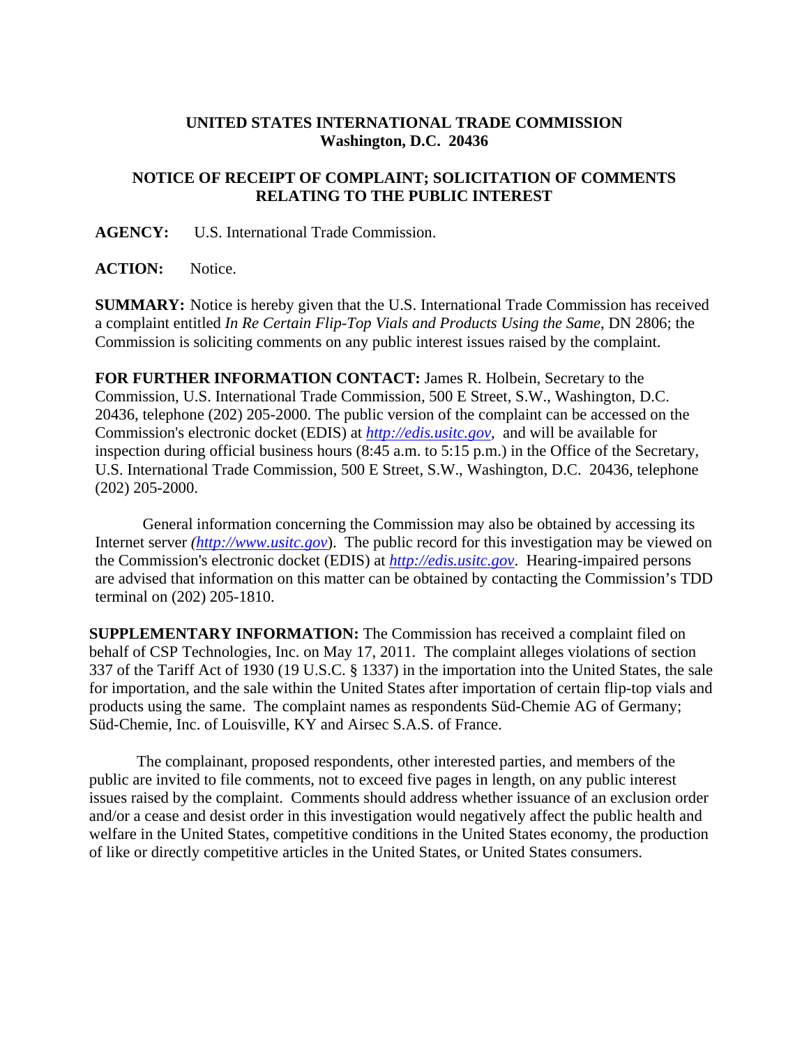**UNITED STATES INTERNATIONAL TRADE COMMISSION**
**Washington, D.C. 20436**

**NOTICE OF RECEIPT OF COMPLAINT; SOLICITATION OF COMMENTS RELATING TO THE PUBLIC INTEREST**

**AGENCY:** U.S. International Trade Commission.

**ACTION:** Notice.

**SUMMARY:** Notice is hereby given that the U.S. International Trade Commission has received a complaint entitled *In Re Certain Flip-Top Vials and Products Using the Same*, DN 2806; the Commission is soliciting comments on any public interest issues raised by the complaint.

**FOR FURTHER INFORMATION CONTACT:** James R. Holbein, Secretary to the Commission, U.S. International Trade Commission, 500 E Street, S.W., Washington, D.C. 20436, telephone (202) 205-2000. The public version of the complaint can be accessed on the Commission's electronic docket (EDIS) at *http://edis.usitc.gov*, and will be available for inspection during official business hours (8:45 a.m. to 5:15 p.m.) in the Office of the Secretary, U.S. International Trade Commission, 500 E Street, S.W., Washington, D.C. 20436, telephone (202) 205-2000.

General information concerning the Commission may also be obtained by accessing its Internet server *(http://www.usitc.gov)*. The public record for this investigation may be viewed on the Commission's electronic docket (EDIS) at *http://edis.usitc.gov*. Hearing-impaired persons are advised that information on this matter can be obtained by contacting the Commission's TDD terminal on (202) 205-1810.

**SUPPLEMENTARY INFORMATION:** The Commission has received a complaint filed on behalf of CSP Technologies, Inc. on May 17, 2011. The complaint alleges violations of section 337 of the Tariff Act of 1930 (19 U.S.C. § 1337) in the importation into the United States, the sale for importation, and the sale within the United States after importation of certain flip-top vials and products using the same. The complaint names as respondents Süd-Chemie AG of Germany; Süd-Chemie, Inc. of Louisville, KY and Airsec S.A.S. of France.

The complainant, proposed respondents, other interested parties, and members of the public are invited to file comments, not to exceed five pages in length, on any public interest issues raised by the complaint. Comments should address whether issuance of an exclusion order and/or a cease and desist order in this investigation would negatively affect the public health and welfare in the United States, competitive conditions in the United States economy, the production of like or directly competitive articles in the United States, or United States consumers.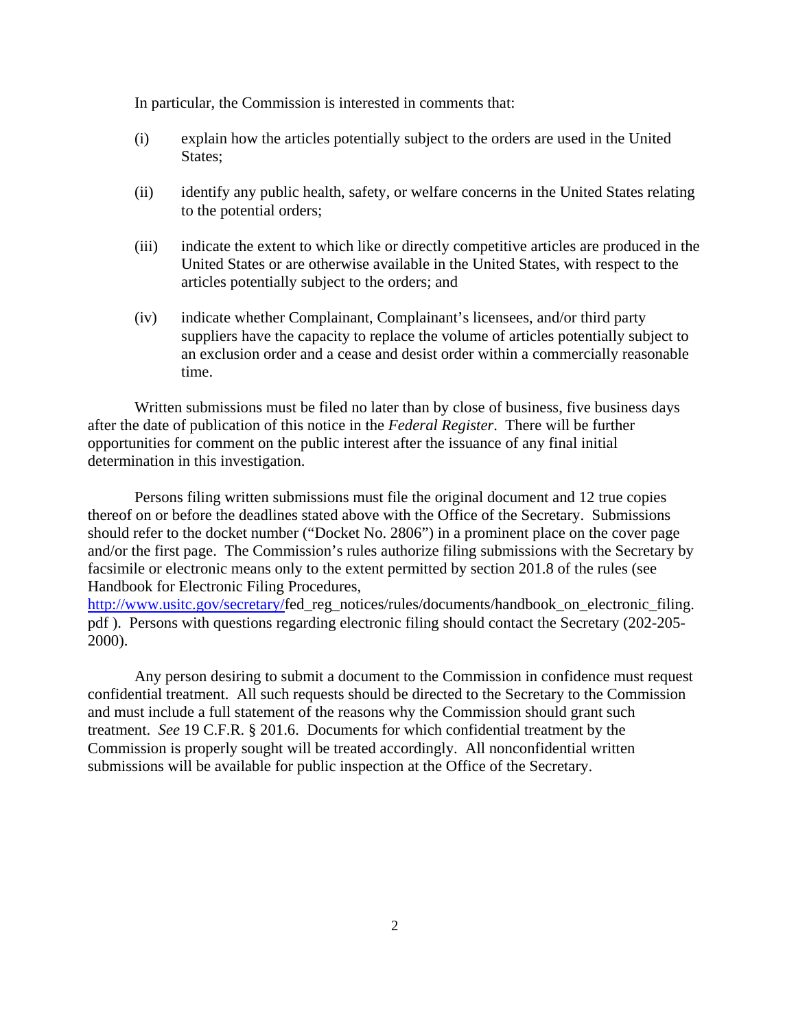In particular, the Commission is interested in comments that:

(i) explain how the articles potentially subject to the orders are used in the United States;

(ii) identify any public health, safety, or welfare concerns in the United States relating to the potential orders;

(iii) indicate the extent to which like or directly competitive articles are produced in the United States or are otherwise available in the United States, with respect to the articles potentially subject to the orders; and

(iv) indicate whether Complainant, Complainant's licensees, and/or third party suppliers have the capacity to replace the volume of articles potentially subject to an exclusion order and a cease and desist order within a commercially reasonable time.

Written submissions must be filed no later than by close of business, five business days after the date of publication of this notice in the *Federal Register*. There will be further opportunities for comment on the public interest after the issuance of any final initial determination in this investigation.

Persons filing written submissions must file the original document and 12 true copies thereof on or before the deadlines stated above with the Office of the Secretary. Submissions should refer to the docket number ("Docket No. 2806") in a prominent place on the cover page and/or the first page. The Commission's rules authorize filing submissions with the Secretary by facsimile or electronic means only to the extent permitted by section 201.8 of the rules (see Handbook for Electronic Filing Procedures, http://www.usitc.gov/secretary/fed_reg_notices/rules/documents/handbook_on_electronic_filing.pdf ). Persons with questions regarding electronic filing should contact the Secretary (202-205-2000).

Any person desiring to submit a document to the Commission in confidence must request confidential treatment. All such requests should be directed to the Secretary to the Commission and must include a full statement of the reasons why the Commission should grant such treatment. *See* 19 C.F.R. § 201.6. Documents for which confidential treatment by the Commission is properly sought will be treated accordingly. All nonconfidential written submissions will be available for public inspection at the Office of the Secretary.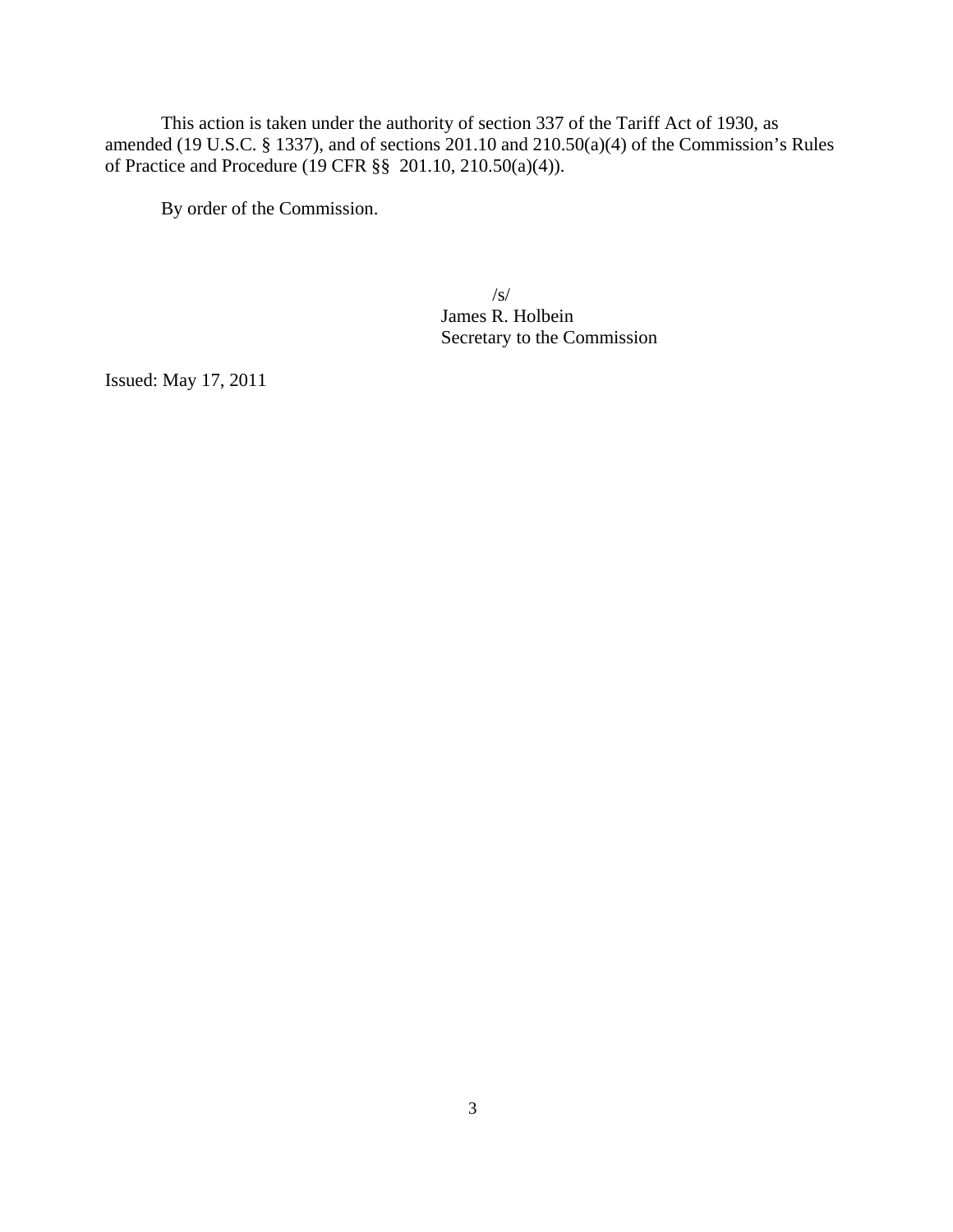This action is taken under the authority of section 337 of the Tariff Act of 1930, as amended (19 U.S.C. § 1337), and of sections 201.10 and 210.50(a)(4) of the Commission's Rules of Practice and Procedure (19 CFR §§ 201.10, 210.50(a)(4)).

By order of the Commission.

/s/
James R. Holbein
Secretary to the Commission

Issued: May 17, 2011